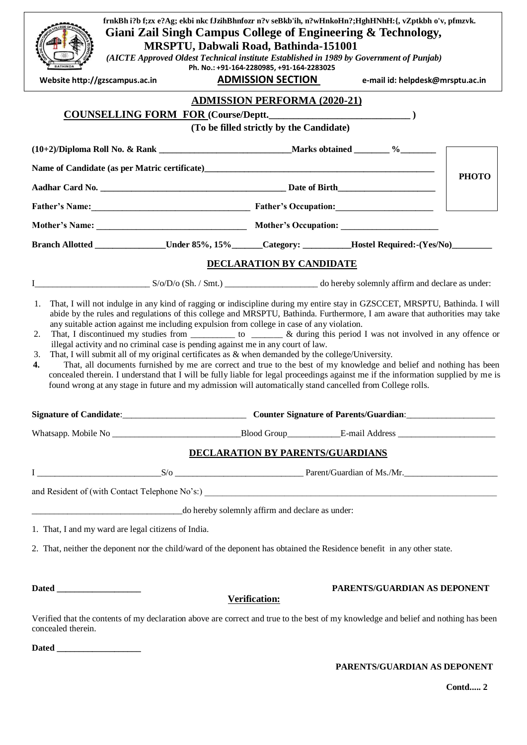frnkBh i?b f;zx e?Ag; ekbi nkc fJzihBhnfozr n?v seBkb'ih, n?wHnkoHn?;HghHNhH:{, vZptkbh o'v, pfmzvk.

**Giani Zail Singh Campus College of Engineering & Technology,**

**MRSPTU, Dabwali Road, Bathinda-151001**

*(AICTE Approved Oldest Technical institute Established in 1989 by Government of Punjab)*

Ph. No.: +91-164-2280985, +91-164-2283025

Website http://gzscampus.ac.in **ADMISSION SECTION** e-mail id: helpdesk@mrsptu.ac.in

## ADMISSION PERFORMA (2020-21)

**COUNSELLING FORM FOR (Course/Deptt.____________________________ )**

**(To be filled strictly by the Candidate)**

**PHOTO**

**(10+2)/Diploma Roll No. & Rank ____________________________Marks obtained ________ %________**

**Name of Candidate (as per Matric certificate)_______________________________________________**

**Aadhar Card No. ________________________________________ Date of Birth______________________**

**Father's Name:___________________________________ Father's Occupation:______________________**

**Mother's Name: _________________________________ Mother's Occupation: _____________________**

**Branch Allotted _______________Under 85%, 15%_______Category: __________Hostel Required:-(Yes/No)_________**

### DECLARATION BY CANDIDATE

I_________________________ S/o/D/o (Sh. / Smt.) ____________________ do hereby solemnly affirm and declare as under:

1. That, I will not indulge in any kind of ragging or indiscipline during my entire stay in GZSCCET, MRSPTU, Bathinda. I will abide by the rules and regulations of this college and MRSPTU, Bathinda. Furthermore, I am aware that authorities may take any suitable action against me including expulsion from college in case of any violation.
2. That, I discontinued my studies from __________ to _______ & during this period I was not involved in any offence or illegal activity and no criminal case is pending against me in any court of law.
3. That, I will submit all of my original certificates as & when demanded by the college/University.
4. That, all documents furnished by me are correct and true to the best of my knowledge and belief and nothing has been concealed therein. I understand that I will be fully liable for legal proceedings against me if the information supplied by me is found wrong at any stage in future and my admission will automatically stand cancelled from College rolls.

**Signature of Candidate**:____________________________ **Counter Signature of Parents/Guardian**:____________________

Whatsapp. Mobile No _____________________________Blood Group____________E-mail Address ______________________

### DECLARATION BY PARENTS/GUARDIANS

I ___________________________S/o _____________________________ Parent/Guardian of Ms./Mr._____________________

and Resident of (with Contact Telephone No's:) ______________________________________________________________________

__________________________________do hereby solemnly affirm and declare as under:

1. That, I and my ward are legal citizens of India.
2. That, neither the deponent nor the child/ward of the deponent has obtained the Residence benefit in any other state.

**Dated ___________________** **PARENTS/GUARDIAN AS DEPONENT**

**Verification:**

Verified that the contents of my declaration above are correct and true to the best of my knowledge and belief and nothing has been concealed therein.

**Dated ___________________**

**PARENTS/GUARDIAN AS DEPONENT**

**Contd..... 2**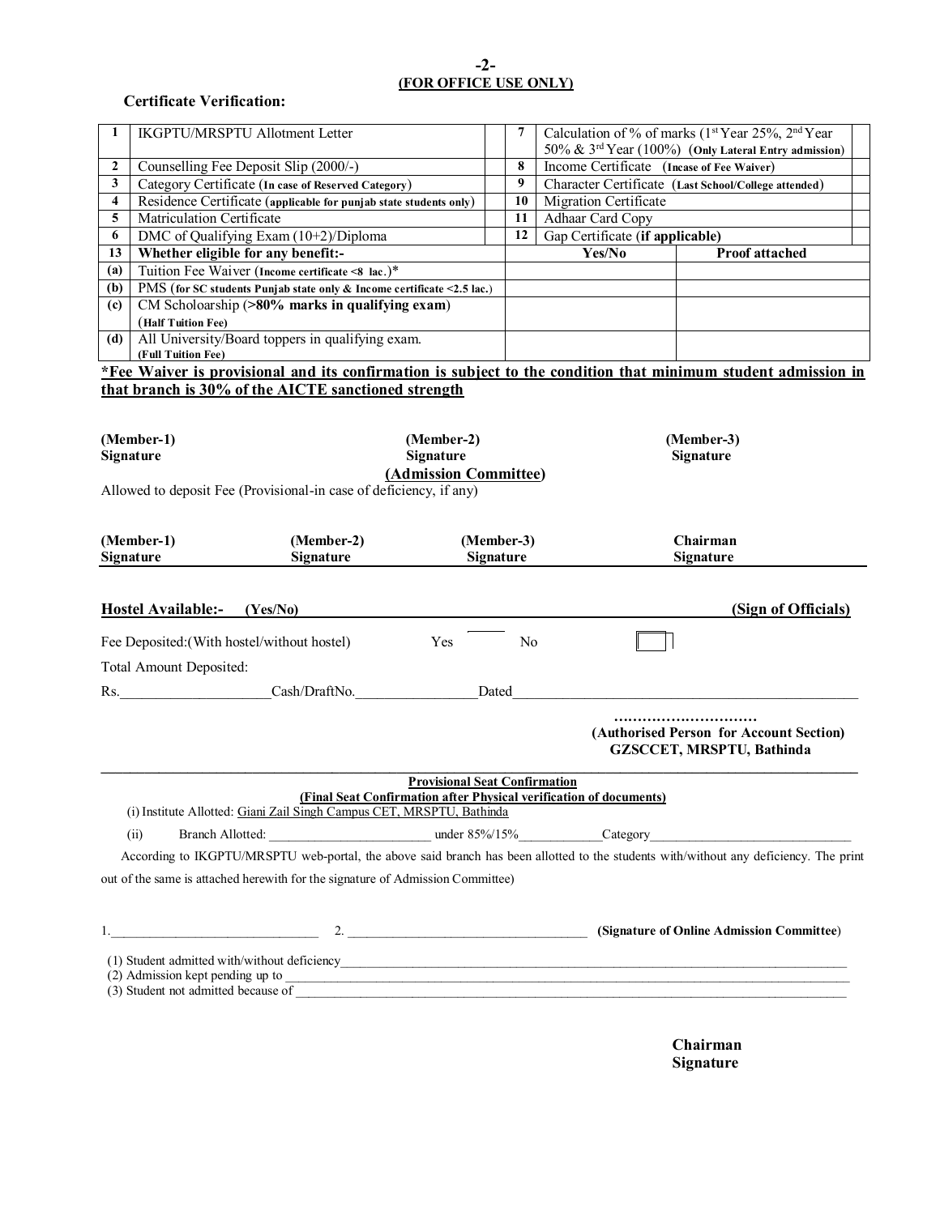**(FOR OFFICE USE ONLY)**

**Certificate Verification:**

| | | | | | |
|---|---|---|---|---|---|
| 1 | IKGPTU/MRSPTU Allotment Letter | | 7 | Calculation of % of marks (1st Year 25%, 2nd Year 50% & 3rd Year (100%) (**Only Lateral Entry admission**) | |
| 2 | Counselling Fee Deposit Slip (2000/-) | | 8 | Income Certificate (**Incase of Fee Waiver**) | |
| 3 | Category Certificate (**In case of Reserved Category**) | | 9 | Character Certificate (**Last School/College attended**) | |
| 4 | Residence Certificate (**applicable for punjab state students only**) | | 10 | Migration Certificate | |
| 5 | Matriculation Certificate | | 11 | Adhaar Card Copy | |
| 6 | DMC of Qualifying Exam (10+2)/Diploma | | 12 | Gap Certificate (**if applicable)** | |

| | | | |
|---|---|---|---|
| **13** | **Whether eligible for any benefit:-** | **Yes/No** | **Proof attached** |
| **(a)** | Tuition Fee Waiver (**Income certificate <8 lac**.)* | | |
| **(b)** | PMS (**for SC students Punjab state only & Income certificate <2.5 lac.**) | | |
| **(c)** | CM Scholoarship (**>80% marks in qualifying exam**) (**Half Tuition Fee**) | | |
| **(d)** | All University/Board toppers in qualifying exam. (**Full Tuition Fee**) | | |

**\*Fee Waiver is provisional and its confirmation is subject to the condition that minimum student admission in that branch is 30% of the AICTE sanctioned strength**

**(Member-1) Signature** **(Member-2) Signature** **(Member-3) Signature**

**(Admission Committee)**

Allowed to deposit Fee (Provisional-in case of deficiency, if any)

**(Member-1) Signature** **(Member-2) Signature** **(Member-3) Signature** **Chairman Signature**

**Hostel Available:- (Yes/No)** **(Sign of Officials)**

Fee Deposited:(With hostel/without hostel) Yes No

Total Amount Deposited:

Rs.____________________Cash/DraftNo.________________Dated______________________________________________

…………………………

**(Authorised Person for Account Section)**
**GZSCCET, MRSPTU, Bathinda**

**Provisional Seat Confirmation**
**(Final Seat Confirmation after Physical verification of documents)**

(i) Institute Allotted: Giani Zail Singh Campus CET, MRSPTU, Bathinda

(ii) Branch Allotted: ________________________ under 85%/15%____________Category______________________________

According to IKGPTU/MRSPTU web-portal, the above said branch has been allotted to the students with/without any deficiency. The print out of the same is attached herewith for the signature of Admission Committee)

1.______________________________ 2. ___________________________________ **(Signature of Online Admission Committee)**

(1) Student admitted with/without deficiency______________________________________________________________________________
(2) Admission kept pending up to ______________________________________________________________________________________
(3) Student not admitted because of ____________________________________________________________________________________

**Chairman**
**Signature**